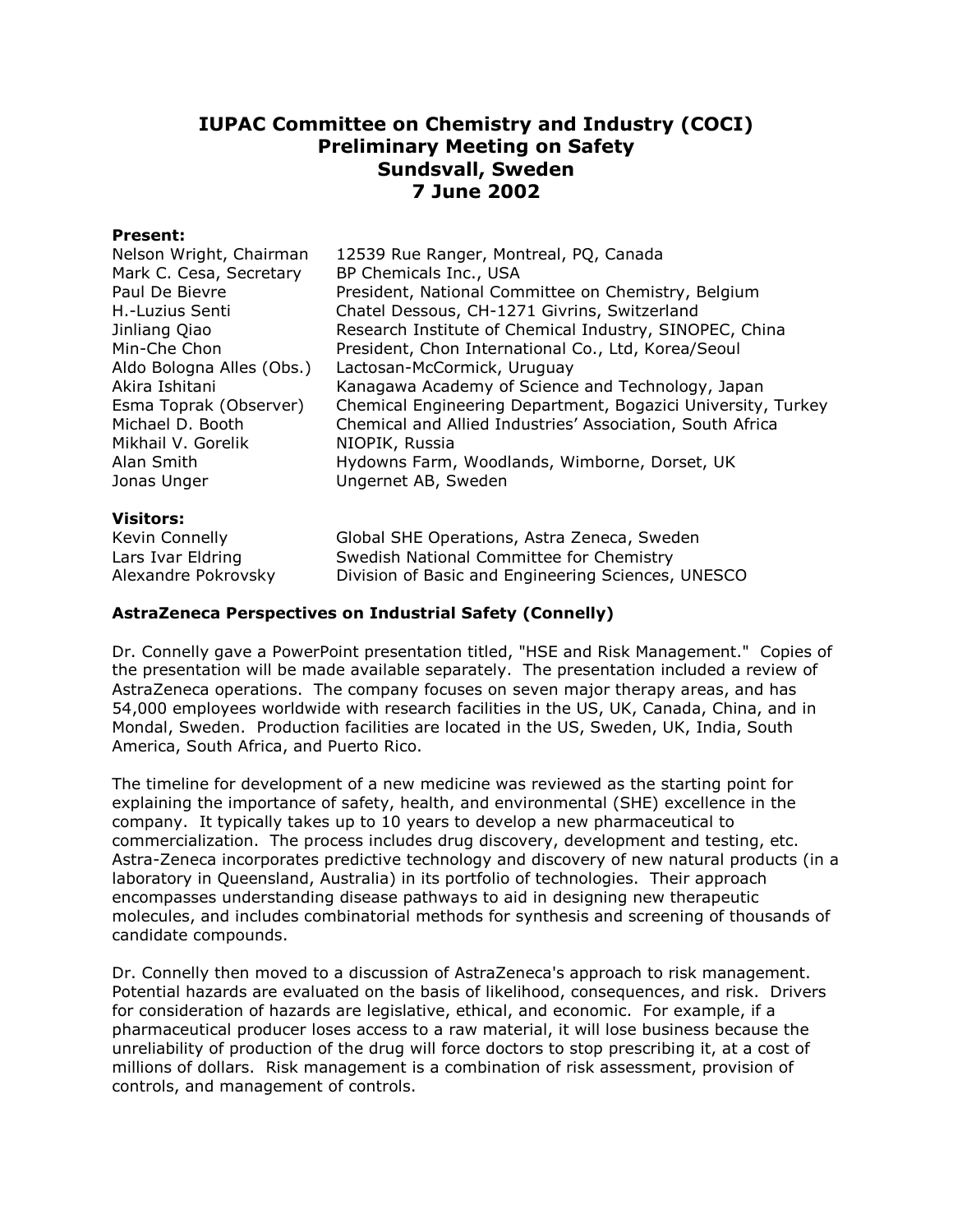# IUPAC Committee on Chemistry and Industry (COCI)
# Preliminary Meeting on Safety
# Sundsvall, Sweden
# 7 June 2002

**Present:**

| | |
|---|---|
| Nelson Wright, Chairman | 12539 Rue Ranger, Montreal, PQ, Canada |
| Mark C. Cesa, Secretary | BP Chemicals Inc., USA |
| Paul De Bievre | President, National Committee on Chemistry, Belgium |
| H.-Luzius Senti | Chatel Dessous, CH-1271 Givrins, Switzerland |
| Jinliang Qiao | Research Institute of Chemical Industry, SINOPEC, China |
| Min-Che Chon | President, Chon International Co., Ltd, Korea/Seoul |
| Aldo Bologna Alles (Obs.) | Lactosan-McCormick, Uruguay |
| Akira Ishitani | Kanagawa Academy of Science and Technology, Japan |
| Esma Toprak (Observer) | Chemical Engineering Department, Bogazici University, Turkey |
| Michael D. Booth | Chemical and Allied Industries' Association, South Africa |
| Mikhail V. Gorelik | NIOPIK, Russia |
| Alan Smith | Hydowns Farm, Woodlands, Wimborne, Dorset, UK |
| Jonas Unger | Ungernet AB, Sweden |

**Visitors:**

| | |
|---|---|
| Kevin Connelly | Global SHE Operations, Astra Zeneca, Sweden |
| Lars Ivar Eldring | Swedish National Committee for Chemistry |
| Alexandre Pokrovsky | Division of Basic and Engineering Sciences, UNESCO |

**AstraZeneca Perspectives on Industrial Safety (Connelly)**

Dr. Connelly gave a PowerPoint presentation titled, "HSE and Risk Management." Copies of the presentation will be made available separately. The presentation included a review of AstraZeneca operations. The company focuses on seven major therapy areas, and has 54,000 employees worldwide with research facilities in the US, UK, Canada, China, and in Mondal, Sweden. Production facilities are located in the US, Sweden, UK, India, South America, South Africa, and Puerto Rico.

The timeline for development of a new medicine was reviewed as the starting point for explaining the importance of safety, health, and environmental (SHE) excellence in the company. It typically takes up to 10 years to develop a new pharmaceutical to commercialization. The process includes drug discovery, development and testing, etc. Astra-Zeneca incorporates predictive technology and discovery of new natural products (in a laboratory in Queensland, Australia) in its portfolio of technologies. Their approach encompasses understanding disease pathways to aid in designing new therapeutic molecules, and includes combinatorial methods for synthesis and screening of thousands of candidate compounds.

Dr. Connelly then moved to a discussion of AstraZeneca's approach to risk management. Potential hazards are evaluated on the basis of likelihood, consequences, and risk. Drivers for consideration of hazards are legislative, ethical, and economic. For example, if a pharmaceutical producer loses access to a raw material, it will lose business because the unreliability of production of the drug will force doctors to stop prescribing it, at a cost of millions of dollars. Risk management is a combination of risk assessment, provision of controls, and management of controls.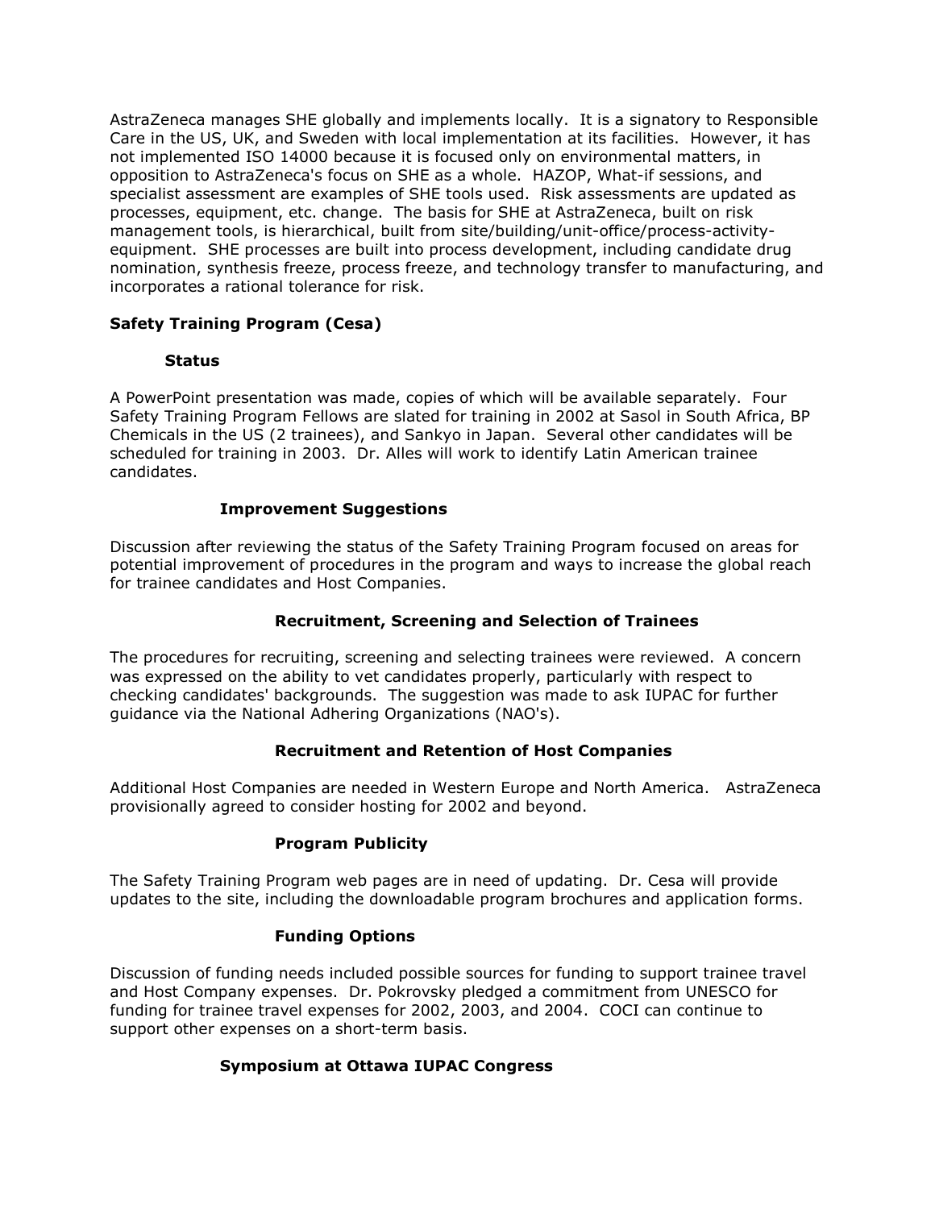AstraZeneca manages SHE globally and implements locally. It is a signatory to Responsible Care in the US, UK, and Sweden with local implementation at its facilities. However, it has not implemented ISO 14000 because it is focused only on environmental matters, in opposition to AstraZeneca's focus on SHE as a whole. HAZOP, What-if sessions, and specialist assessment are examples of SHE tools used. Risk assessments are updated as processes, equipment, etc. change. The basis for SHE at AstraZeneca, built on risk management tools, is hierarchical, built from site/building/unit-office/process-activity-equipment. SHE processes are built into process development, including candidate drug nomination, synthesis freeze, process freeze, and technology transfer to manufacturing, and incorporates a rational tolerance for risk.

## Safety Training Program (Cesa)

### Status

A PowerPoint presentation was made, copies of which will be available separately. Four Safety Training Program Fellows are slated for training in 2002 at Sasol in South Africa, BP Chemicals in the US (2 trainees), and Sankyo in Japan. Several other candidates will be scheduled for training in 2003. Dr. Alles will work to identify Latin American trainee candidates.

### Improvement Suggestions

Discussion after reviewing the status of the Safety Training Program focused on areas for potential improvement of procedures in the program and ways to increase the global reach for trainee candidates and Host Companies.

#### Recruitment, Screening and Selection of Trainees

The procedures for recruiting, screening and selecting trainees were reviewed. A concern was expressed on the ability to vet candidates properly, particularly with respect to checking candidates' backgrounds. The suggestion was made to ask IUPAC for further guidance via the National Adhering Organizations (NAO's).

#### Recruitment and Retention of Host Companies

Additional Host Companies are needed in Western Europe and North America. AstraZeneca provisionally agreed to consider hosting for 2002 and beyond.

#### Program Publicity

The Safety Training Program web pages are in need of updating. Dr. Cesa will provide updates to the site, including the downloadable program brochures and application forms.

#### Funding Options

Discussion of funding needs included possible sources for funding to support trainee travel and Host Company expenses. Dr. Pokrovsky pledged a commitment from UNESCO for funding for trainee travel expenses for 2002, 2003, and 2004. COCI can continue to support other expenses on a short-term basis.

### Symposium at Ottawa IUPAC Congress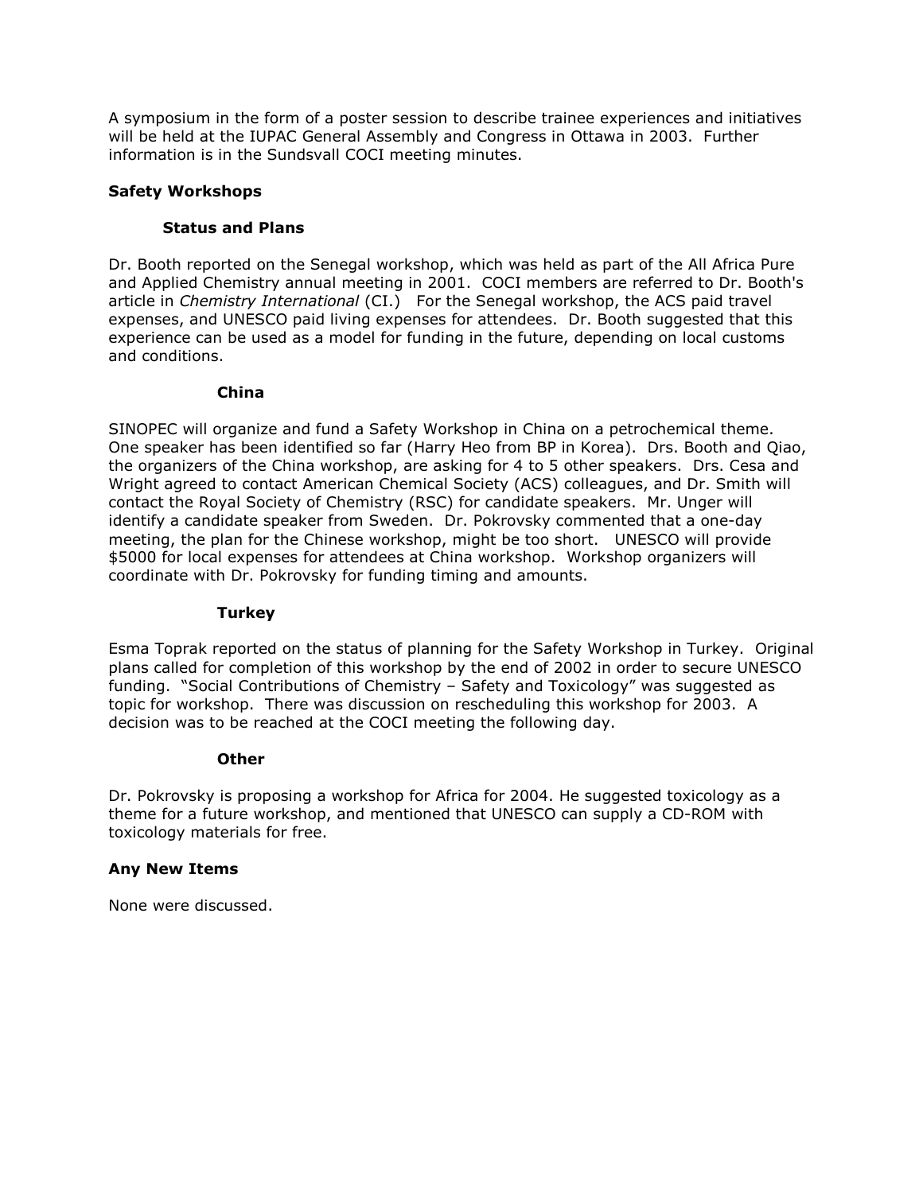A symposium in the form of a poster session to describe trainee experiences and initiatives will be held at the IUPAC General Assembly and Congress in Ottawa in 2003. Further information is in the Sundsvall COCI meeting minutes.

## Safety Workshops

### Status and Plans

Dr. Booth reported on the Senegal workshop, which was held as part of the All Africa Pure and Applied Chemistry annual meeting in 2001. COCI members are referred to Dr. Booth's article in *Chemistry International* (CI.) For the Senegal workshop, the ACS paid travel expenses, and UNESCO paid living expenses for attendees. Dr. Booth suggested that this experience can be used as a model for funding in the future, depending on local customs and conditions.

#### China

SINOPEC will organize and fund a Safety Workshop in China on a petrochemical theme. One speaker has been identified so far (Harry Heo from BP in Korea). Drs. Booth and Qiao, the organizers of the China workshop, are asking for 4 to 5 other speakers. Drs. Cesa and Wright agreed to contact American Chemical Society (ACS) colleagues, and Dr. Smith will contact the Royal Society of Chemistry (RSC) for candidate speakers. Mr. Unger will identify a candidate speaker from Sweden. Dr. Pokrovsky commented that a one-day meeting, the plan for the Chinese workshop, might be too short. UNESCO will provide $5000 for local expenses for attendees at China workshop. Workshop organizers will coordinate with Dr. Pokrovsky for funding timing and amounts.

#### Turkey

Esma Toprak reported on the status of planning for the Safety Workshop in Turkey. Original plans called for completion of this workshop by the end of 2002 in order to secure UNESCO funding. "Social Contributions of Chemistry – Safety and Toxicology" was suggested as topic for workshop. There was discussion on rescheduling this workshop for 2003. A decision was to be reached at the COCI meeting the following day.

#### Other

Dr. Pokrovsky is proposing a workshop for Africa for 2004. He suggested toxicology as a theme for a future workshop, and mentioned that UNESCO can supply a CD-ROM with toxicology materials for free.

## Any New Items

None were discussed.